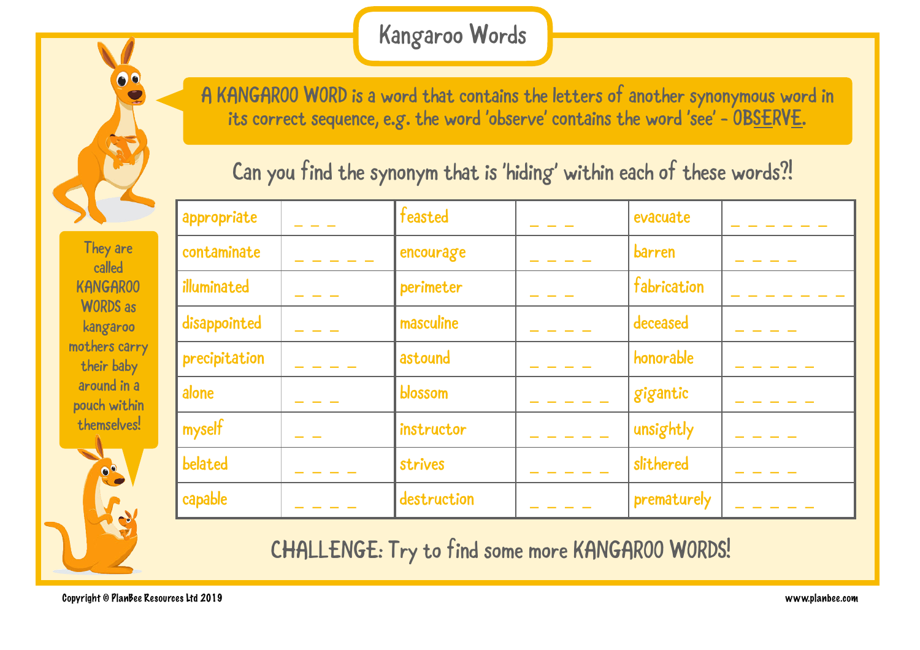# Kangaroo Words

A KANGAROO WORD is a word that contains the letters of another synonymous word in its correct sequence, e.g. the word 'observe' contains the word 'see' - OBSERVE.

They are called KANGAROO WORDS as kangaroo mothers carry their baby around in a pouch within themselves!

Can you find the synonym that is 'hiding' within each of these words?!

| | | | | | |
|---|---|---|---|---|---|
| appropriate | _ _ _ | feasted | _ _ _ | evacuate | _ _ _ _ _ _ |
| contaminate | _ _ _ _ _ | encourage | _ _ _ _ | barren | _ _ _ _ |
| illuminated | _ _ _ | perimeter | _ _ _ | fabrication | _ _ _ _ _ _ _ |
| disappointed | _ _ _ | masculine | _ _ _ _ | deceased | _ _ _ _ |
| precipitation | _ _ _ _ | astound | _ _ _ _ | honorable | _ _ _ _ _ |
| alone | _ _ _ | blossom | _ _ _ _ _ | gigantic | _ _ _ _ _ |
| myself | _ _ | instructor | _ _ _ _ _ | unsightly | _ _ _ _ |
| belated | _ _ _ _ | strives | _ _ _ _ _ | slithered | _ _ _ _ |
| capable | _ _ _ _ | destruction | _ _ _ _ | prematurely | _ _ _ _ _ |

CHALLENGE: Try to find some more KANGAROO WORDS!

Copyright © PlanBee Resources Ltd 2019 www.planbee.com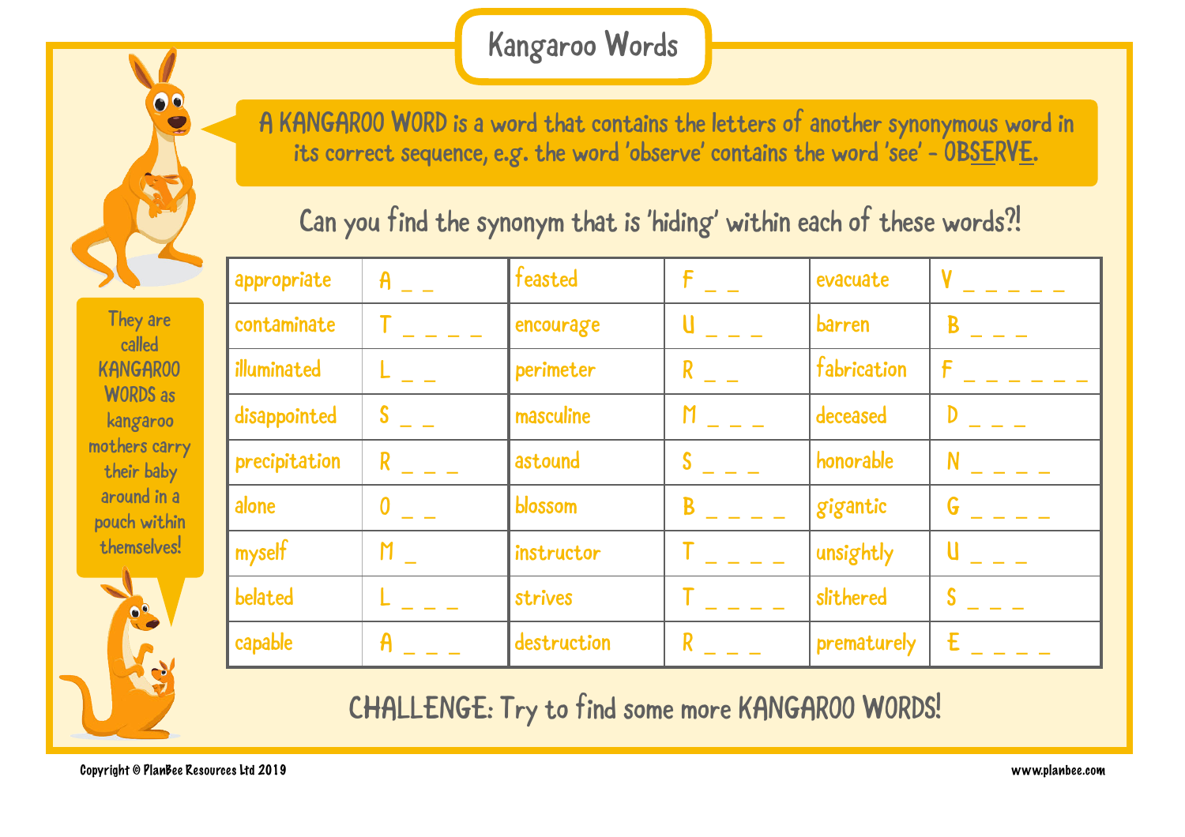# Kangaroo Words

A KANGAROO WORD is a word that contains the letters of another synonymous word in its correct sequence, e.g. the word 'observe' contains the word 'see' - OB**S**ERV**E**.

They are called KANGAROO WORDS as kangaroo mothers carry their baby around in a pouch within themselves!

## Can you find the synonym that is 'hiding' within each of these words?!

| | | | | | |
|---|---|---|---|---|---|
| appropriate | A _ _ | feasted | F _ _ | evacuate | V _ _ _ _ _ |
| contaminate | T _ _ _ _ | encourage | U _ _ _ | barren | B _ _ _ |
| illuminated | L _ _ | perimeter | R _ _ | fabrication | F _ _ _ _ _ _ _ |
| disappointed | S _ _ | masculine | M _ _ _ | deceased | D _ _ _ |
| precipitation | R _ _ _ | astound | S _ _ _ | honorable | N _ _ _ _ |
| alone | O _ _ | blossom | B _ _ _ _ | gigantic | G _ _ _ _ |
| myself | M _ | instructor | T _ _ _ _ | unsightly | U _ _ _ |
| belated | L _ _ _ | strives | T _ _ _ _ | slithered | S _ _ _ |
| capable | A _ _ _ | destruction | R _ _ _ | prematurely | E _ _ _ _ |

## CHALLENGE: Try to find some more KANGAROO WORDS!

Copyright © PlanBee Resources Ltd 2019

www.planbee.com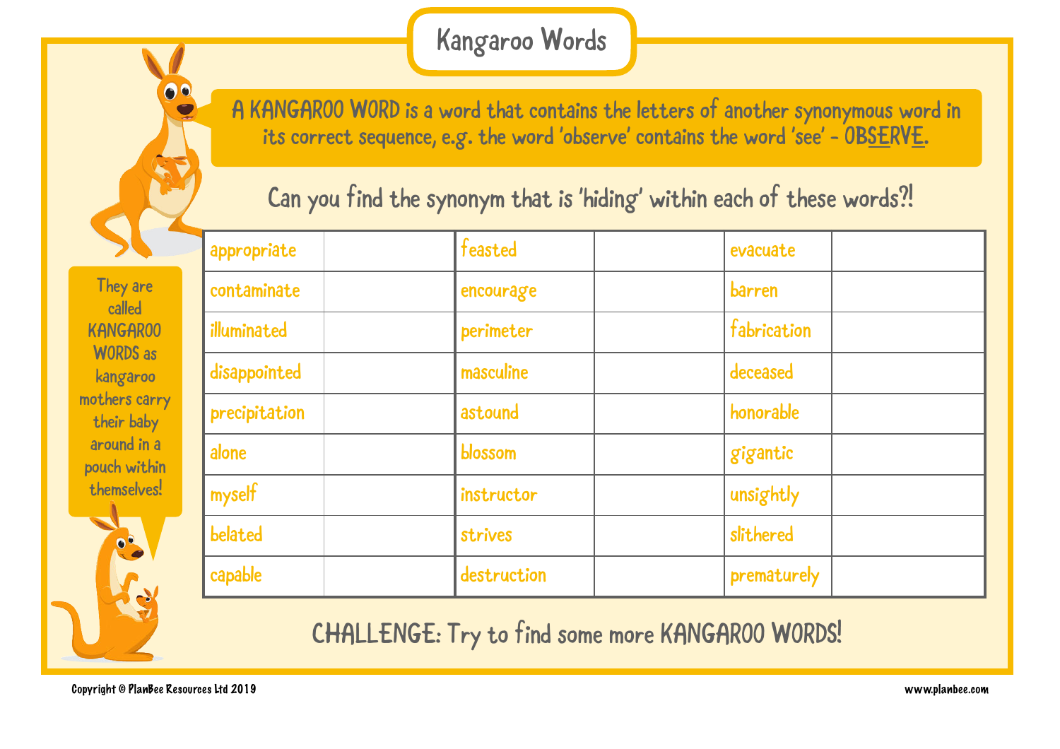# Kangaroo Words

A KANGAROO WORD is a word that contains the letters of another synonymous word in its correct sequence, e.g. the word 'observe' contains the word 'see' – OB<u>S</u>ERV<u>E</u>.

Can you find the synonym that is 'hiding' within each of these words?!

They are called KANGAROO WORDS as kangaroo mothers carry their baby around in a pouch within themselves!

| | | | | | |
|---|---|---|---|---|---|
| appropriate | | feasted | | evacuate | |
| contaminate | | encourage | | barren | |
| illuminated | | perimeter | | fabrication | |
| disappointed | | masculine | | deceased | |
| precipitation | | astound | | honorable | |
| alone | | blossom | | gigantic | |
| myself | | instructor | | unsightly | |
| belated | | strives | | slithered | |
| capable | | destruction | | prematurely | |

CHALLENGE: Try to find some more KANGAROO WORDS!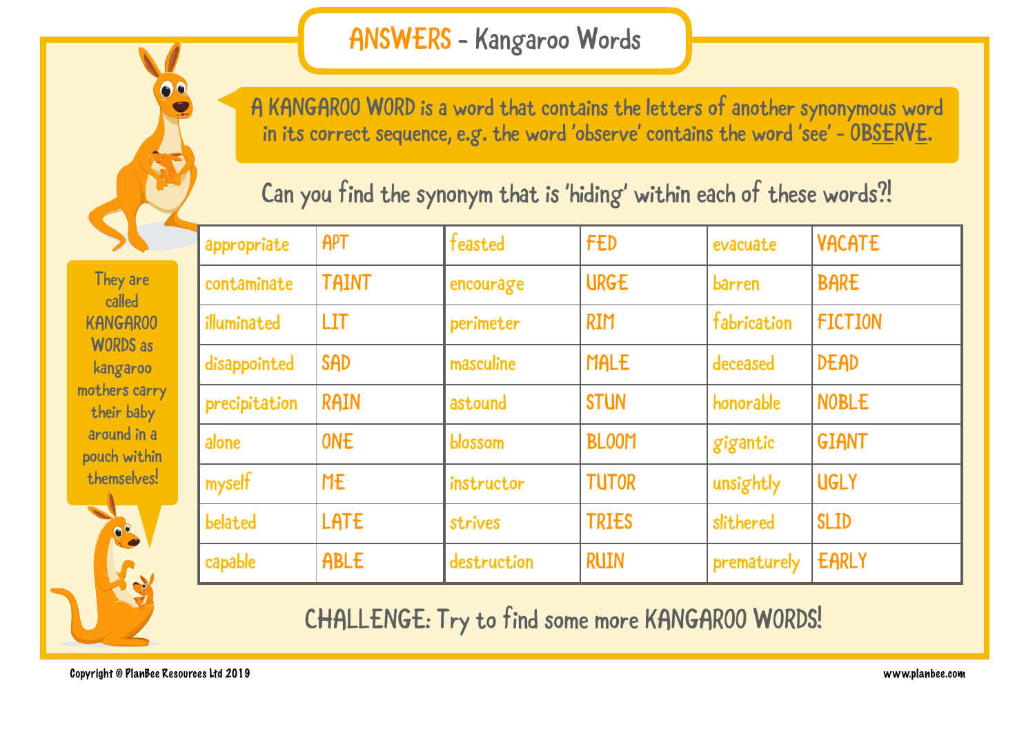# ANSWERS - Kangaroo Words

A KANGAROO WORD is a word that contains the letters of another synonymous word in its correct sequence, e.g. the word 'observe' contains the word 'see' – OBSERVE.

They are called KANGAROO WORDS as kangaroo mothers carry their baby around in a pouch within themselves!

Can you find the synonym that is 'hiding' within each of these words?!

| | | | | | |
|---|---|---|---|---|---|
| appropriate | APT | feasted | FED | evacuate | VACATE |
| contaminate | TAINT | encourage | URGE | barren | BARE |
| illuminated | LIT | perimeter | RIM | fabrication | FICTION |
| disappointed | SAD | masculine | MALE | deceased | DEAD |
| precipitation | RAIN | astound | STUN | honorable | NOBLE |
| alone | ONE | blossom | BLOOM | gigantic | GIANT |
| myself | ME | instructor | TUTOR | unsightly | UGLY |
| belated | LATE | strives | TRIES | slithered | SLID |
| capable | ABLE | destruction | RUIN | prematurely | EARLY |

CHALLENGE: Try to find some more KANGAROO WORDS!

Copyright © PlanBee Resources Ltd 2019

www.planbee.com